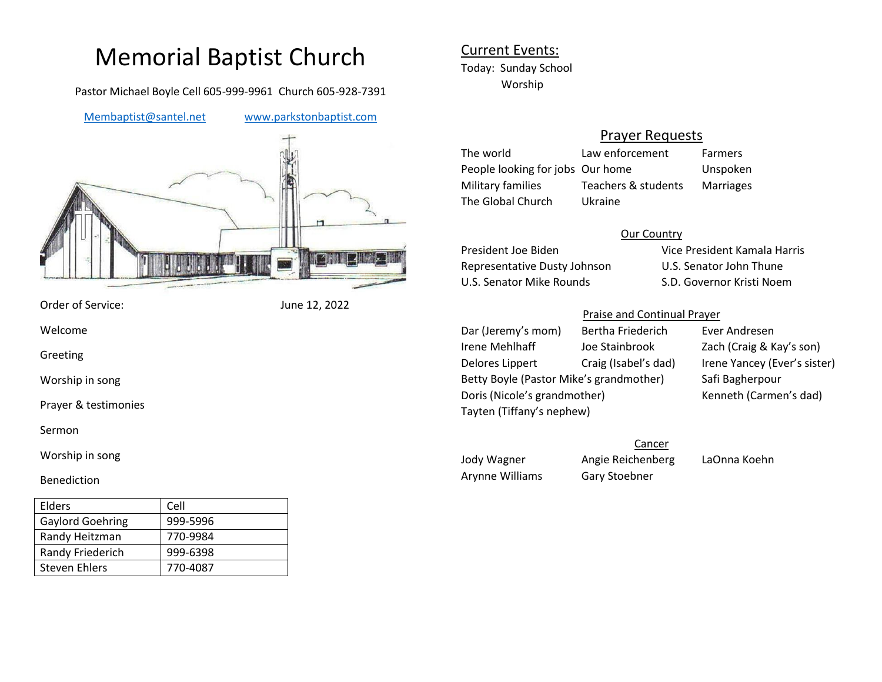# Memorial Baptist Church

Pastor Michael Boyle Cell 605-999-9961 Church 605-928-7391

[Membaptist@santel.net](mailto:Membaptist@santel.net) [www.parkstonbaptist.com](http://www.parkstonbaptist.com)

Order of Service: June 12, 2022

Welcome

Greeting

Worship in song

Prayer & testimonies

Sermon

Worship in song

Benediction

| Elders | Cell |
| --- | --- |
| Gaylord Goehring | 999-5996 |
| Randy Heitzman | 770-9984 |
| Randy Friederich | 999-6398 |
| Steven Ehlers | 770-4087 |

## Current Events:

Today: Sunday School
Worship

## Prayer Requests

| | | |
| --- | --- | --- |
| The world | Law enforcement | Farmers |
| People looking for jobs | Our home | Unspoken |
| Military families | Teachers & students | Marriages |
| The Global Church | Ukraine | |

### Our Country

| | |
| --- | --- |
| President Joe Biden | Vice President Kamala Harris |
| Representative Dusty Johnson | U.S. Senator John Thune |
| U.S. Senator Mike Rounds | S.D. Governor Kristi Noem |

### Praise and Continual Prayer

| | | |
| --- | --- | --- |
| Dar (Jeremy's mom) | Bertha Friederich | Ever Andresen |
| Irene Mehlhaff | Joe Stainbrook | Zach (Craig & Kay's son) |
| Delores Lippert | Craig (Isabel's dad) | Irene Yancey (Ever's sister) |
| Betty Boyle (Pastor Mike's grandmother) | | Safi Bagherpour |
| Doris (Nicole's grandmother) | | Kenneth (Carmen's dad) |
| Tayten (Tiffany's nephew) | | |

### Cancer

| | | |
| --- | --- | --- |
| Jody Wagner | Angie Reichenberg | LaOnna Koehn |
| Arynne Williams | Gary Stoebner | |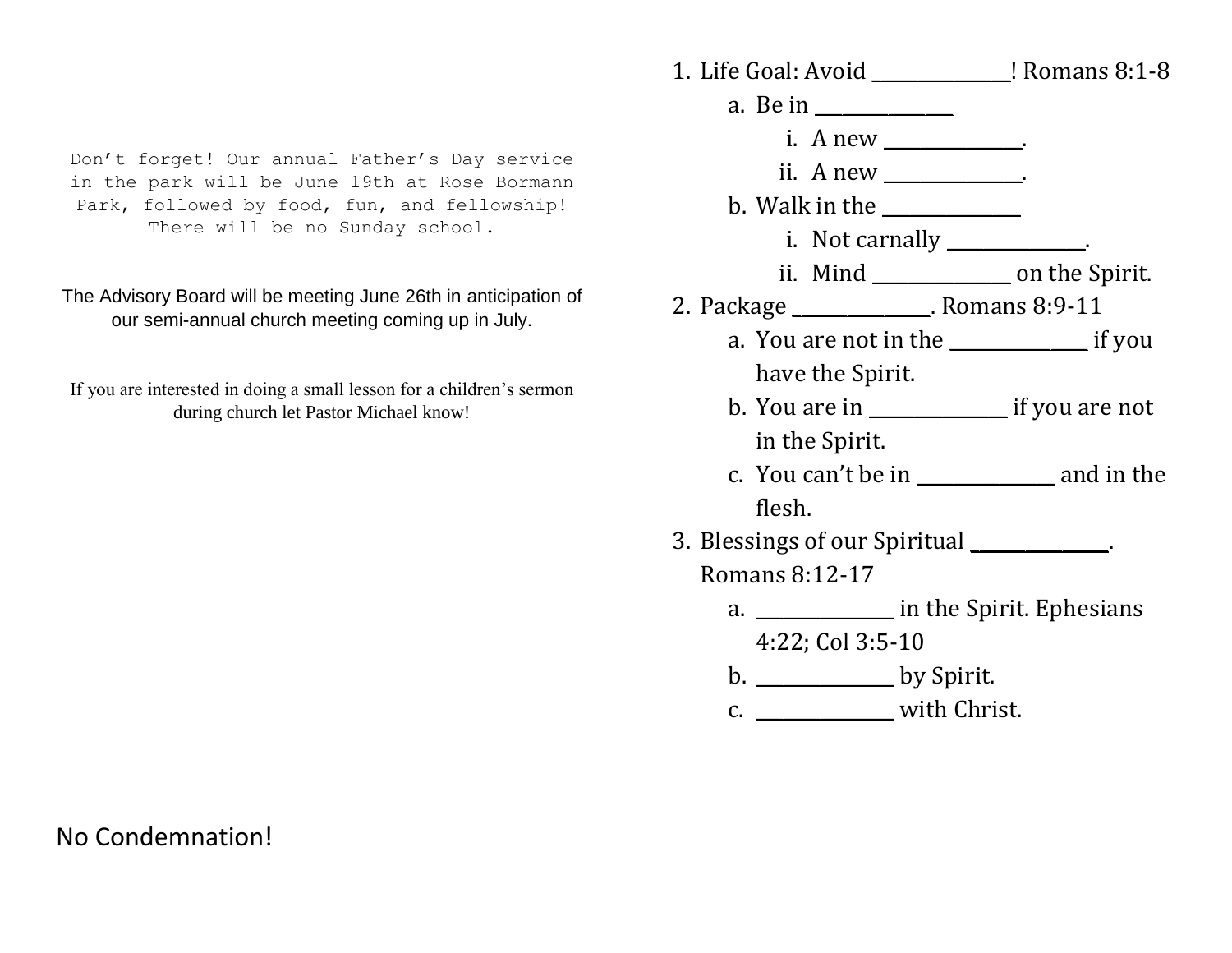Don't forget! Our annual Father's Day service in the park will be June 19th at Rose Bormann Park, followed by food, fun, and fellowship! There will be no Sunday school.

The Advisory Board will be meeting June 26th in anticipation of our semi-annual church meeting coming up in July.

If you are interested in doing a small lesson for a children's sermon during church let Pastor Michael know!

No Condemnation!

1. Life Goal: Avoid _______________! Romans 8:1-8
    a. Be in _______________
        i. A new _______________.
        ii. A new _______________.
    b. Walk in the _______________
        i. Not carnally _______________.
        ii. Mind _______________ on the Spirit.
2. Package _______________. Romans 8:9-11
    a. You are not in the _______________ if you have the Spirit.
    b. You are in _______________ if you are not in the Spirit.
    c. You can't be in _______________ and in the flesh.
3. Blessings of our Spiritual _______________. Romans 8:12-17
    a. _______________ in the Spirit. Ephesians 4:22; Col 3:5-10
    b. _______________ by Spirit.
    c. _______________ with Christ.